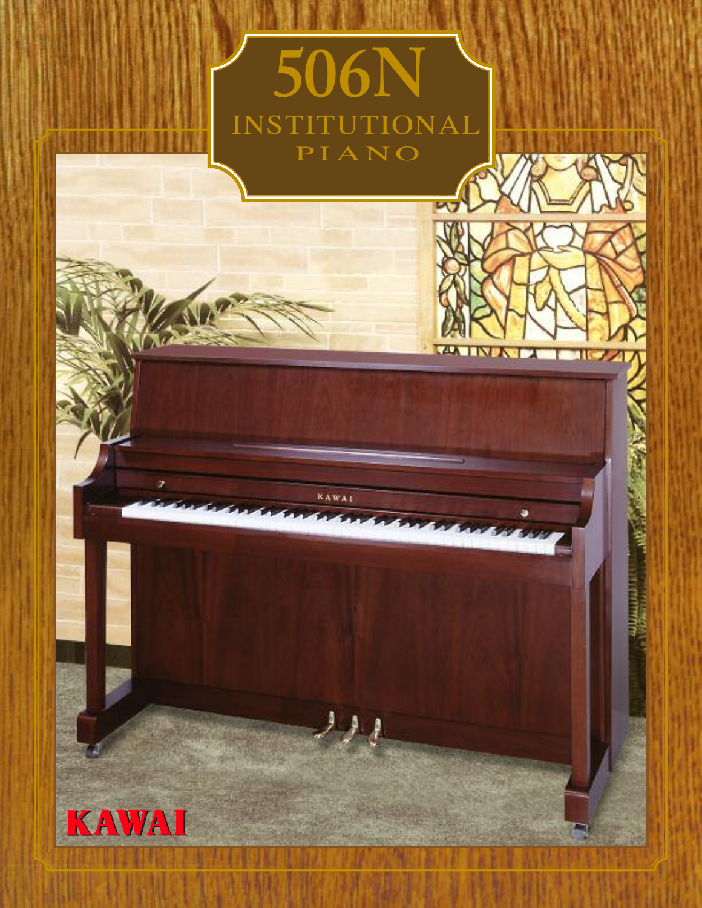# 506N

## INSTITUTIONAL PIANO

KAWAI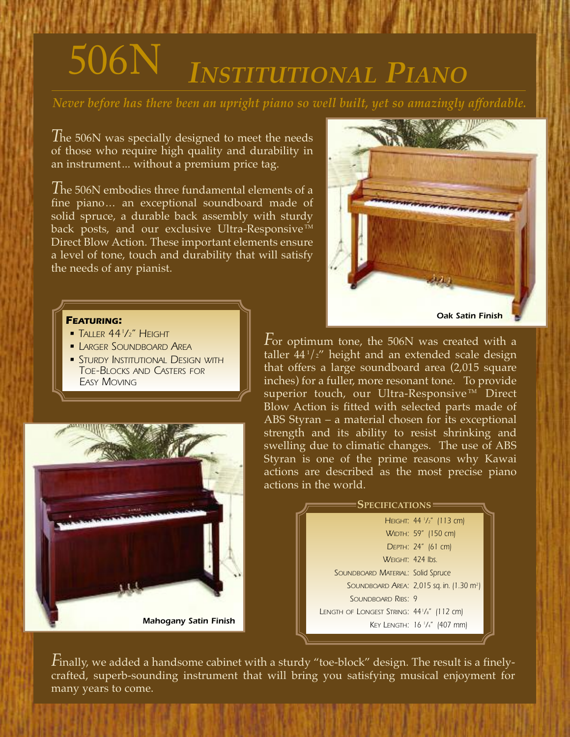# 506N *Institutional Piano*

*Never before has there been an upright piano so well built, yet so amazingly affordable.*

The 506N was specially designed to meet the needs of those who require high quality and durability in an instrument... without a premium price tag.

The 506N embodies three fundamental elements of a fine piano... an exceptional soundboard made of solid spruce, a durable back assembly with sturdy back posts, and our exclusive Ultra-Responsive™ Direct Blow Action. These important elements ensure a level of tone, touch and durability that will satisfy the needs of any pianist.

*Oak Satin Finish*

***Featuring:***

- Taller 44½" Height
- Larger Soundboard Area
- Sturdy Institutional Design with Toe-Blocks and Casters for Easy Moving

For optimum tone, the 506N was created with a taller 44½" height and an extended scale design that offers a large soundboard area (2,015 square inches) for a fuller, more resonant tone. To provide superior touch, our Ultra-Responsive™ Direct Blow Action is fitted with selected parts made of ABS Styran – a material chosen for its exceptional strength and its ability to resist shrinking and swelling due to climatic changes. The use of ABS Styran is one of the prime reasons why Kawai actions are described as the most precise piano actions in the world.

*Mahogany Satin Finish*

**Specifications**

| | |
|---|---|
| Height: | 44½" (113 cm) |
| Width: | 59" (150 cm) |
| Depth: | 24" (61 cm) |
| Weight: | 424 lbs. |
| Soundboard Material: | Solid Spruce |
| Soundboard Area: | 2,015 sq. in. (1.30 $m^2$) |
| Soundboard Ribs: | 9 |
| Length of Longest String: | 44⅛" (112 cm) |
| Key Length: | 16¼" (407 mm) |

Finally, we added a handsome cabinet with a sturdy "toe-block" design. The result is a finely-crafted, superb-sounding instrument that will bring you satisfying musical enjoyment for many years to come.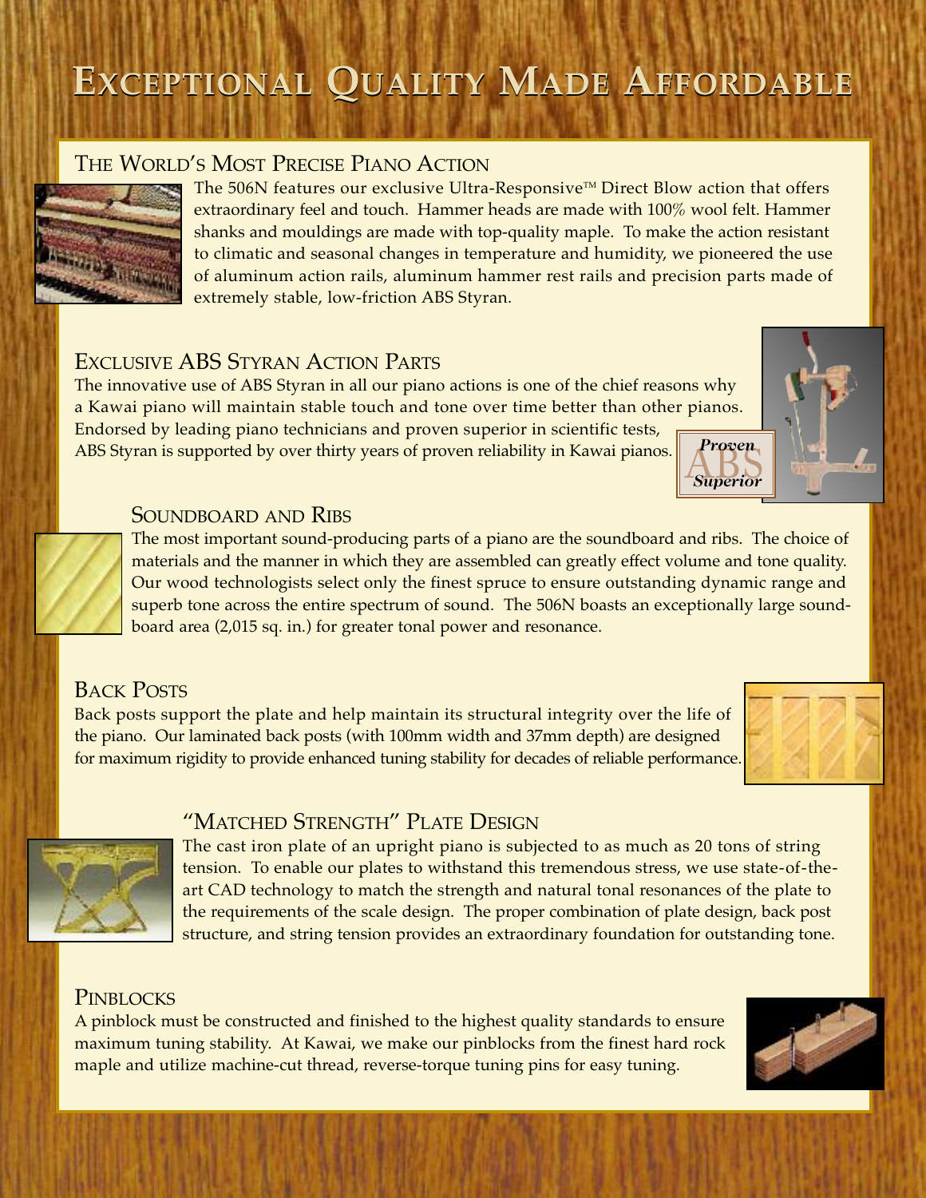# Exceptional Quality Made Affordable

## The World's Most Precise Piano Action

The 506N features our exclusive Ultra-Responsive™ Direct Blow action that offers extraordinary feel and touch. Hammer heads are made with 100% wool felt. Hammer shanks and mouldings are made with top-quality maple. To make the action resistant to climatic and seasonal changes in temperature and humidity, we pioneered the use of aluminum action rails, aluminum hammer rest rails and precision parts made of extremely stable, low-friction ABS Styran.

## Exclusive ABS Styran Action Parts

The innovative use of ABS Styran in all our piano actions is one of the chief reasons why a Kawai piano will maintain stable touch and tone over time better than other pianos. Endorsed by leading piano technicians and proven superior in scientific tests, ABS Styran is supported by over thirty years of proven reliability in Kawai pianos.

*Proven* ABS *Superior*

## Soundboard and Ribs

The most important sound-producing parts of a piano are the soundboard and ribs. The choice of materials and the manner in which they are assembled can greatly effect volume and tone quality. Our wood technologists select only the finest spruce to ensure outstanding dynamic range and superb tone across the entire spectrum of sound. The 506N boasts an exceptionally large soundboard area (2,015 sq. in.) for greater tonal power and resonance.

## Back Posts

Back posts support the plate and help maintain its structural integrity over the life of the piano. Our laminated back posts (with 100mm width and 37mm depth) are designed for maximum rigidity to provide enhanced tuning stability for decades of reliable performance.

## "Matched Strength" Plate Design

The cast iron plate of an upright piano is subjected to as much as 20 tons of string tension. To enable our plates to withstand this tremendous stress, we use state-of-the-art CAD technology to match the strength and natural tonal resonances of the plate to the requirements of the scale design. The proper combination of plate design, back post structure, and string tension provides an extraordinary foundation for outstanding tone.

## Pinblocks

A pinblock must be constructed and finished to the highest quality standards to ensure maximum tuning stability. At Kawai, we make our pinblocks from the finest hard rock maple and utilize machine-cut thread, reverse-torque tuning pins for easy tuning.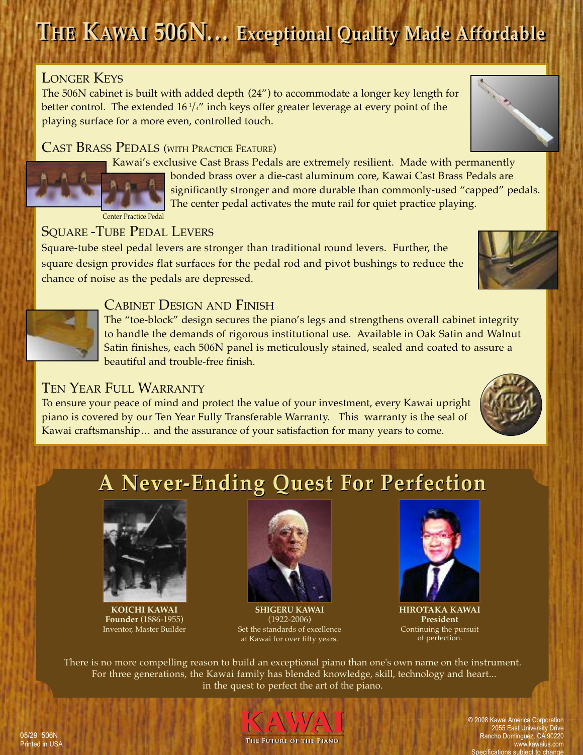# THE KAWAI 506N… Exceptional Quality Made Affordable

## LONGER KEYS

The 506N cabinet is built with added depth (24") to accommodate a longer key length for better control. The extended 16 1/4" inch keys offer greater leverage at every point of the playing surface for a more even, controlled touch.

## CAST BRASS PEDALS (WITH PRACTICE FEATURE)

Kawai's exclusive Cast Brass Pedals are extremely resilient. Made with permanently bonded brass over a die-cast aluminum core, Kawai Cast Brass Pedals are significantly stronger and more durable than commonly-used "capped" pedals. The center pedal activates the mute rail for quiet practice playing.

Center Practice Pedal

## SQUARE -TUBE PEDAL LEVERS

Square-tube steel pedal levers are stronger than traditional round levers. Further, the square design provides flat surfaces for the pedal rod and pivot bushings to reduce the chance of noise as the pedals are depressed.

## CABINET DESIGN AND FINISH

The "toe-block" design secures the piano's legs and strengthens overall cabinet integrity to handle the demands of rigorous institutional use. Available in Oak Satin and Walnut Satin finishes, each 506N panel is meticulously stained, sealed and coated to assure a beautiful and trouble-free finish.

## TEN YEAR FULL WARRANTY

To ensure your peace of mind and protect the value of your investment, every Kawai upright piano is covered by our Ten Year Fully Transferable Warranty. This warranty is the seal of Kawai craftsmanship… and the assurance of your satisfaction for many years to come.

# A Never-Ending Quest For Perfection

**KOICHI KAWAI**
**Founder** (1886-1955)
Inventor, Master Builder

**SHIGERU KAWAI**
(1922-2006)
Set the standards of excellence at Kawai for over fifty years.

**HIROTAKA KAWAI**
**President**
Continuing the pursuit of perfection.

There is no more compelling reason to build an exceptional piano than one's own name on the instrument. For three generations, the Kawai family has blended knowledge, skill, technology and heart... in the quest to perfect the art of the piano.

KAWAI
THE FUTURE OF THE PIANO

05/29 506N
Printed in USA

© 2008 Kawai America Corporation
2055 East University Drive
Rancho Dominguez, CA 90220
www.kawaius.com
Specifications subject to change